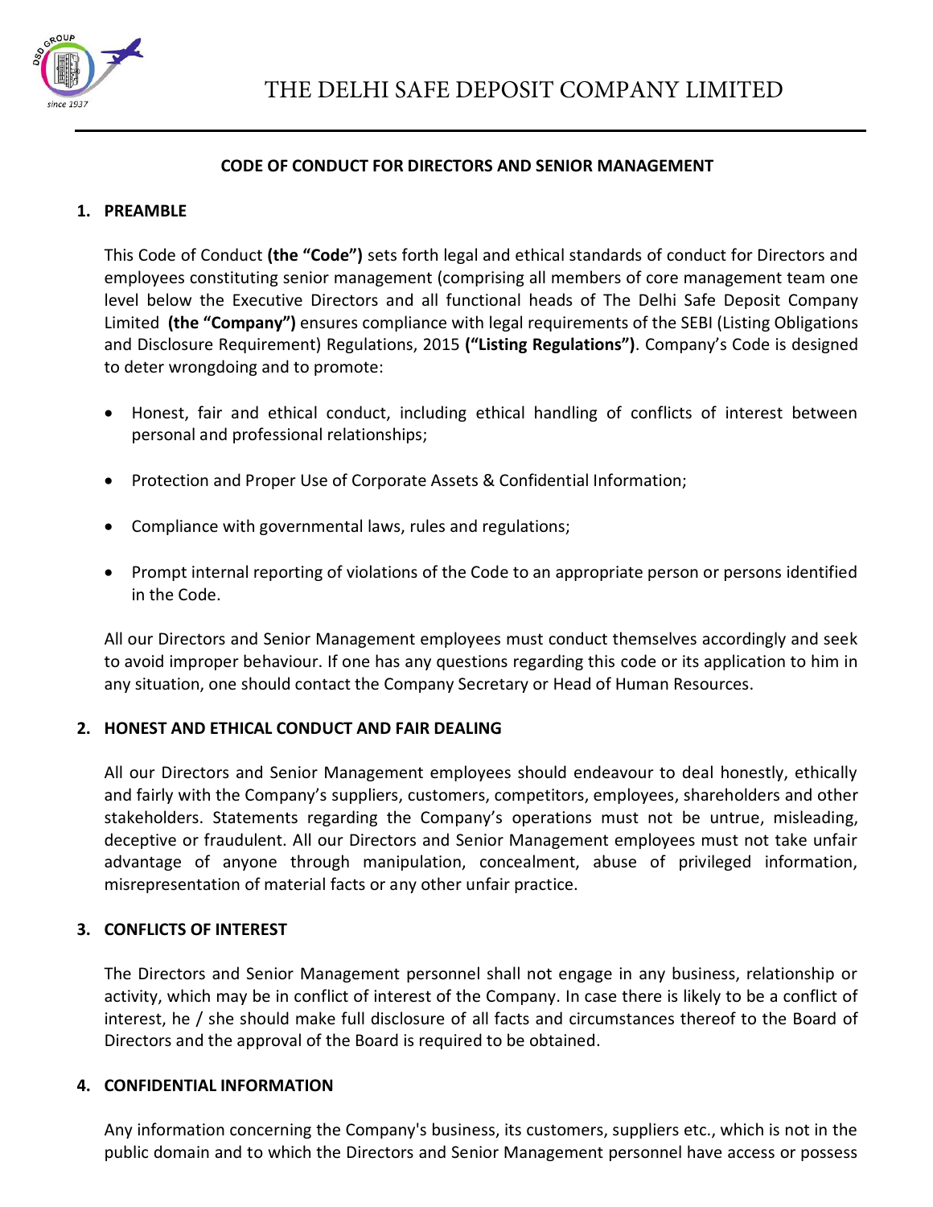# THE DELHI SAFE DEPOSIT COMPANY LIMITED

## CODE OF CONDUCT FOR DIRECTORS AND SENIOR MANAGEMENT

### 1. PREAMBLE

This Code of Conduct **(the "Code")** sets forth legal and ethical standards of conduct for Directors and employees constituting senior management (comprising all members of core management team one level below the Executive Directors and all functional heads of The Delhi Safe Deposit Company Limited **(the "Company")** ensures compliance with legal requirements of the SEBI (Listing Obligations and Disclosure Requirement) Regulations, 2015 **("Listing Regulations")**. Company's Code is designed to deter wrongdoing and to promote:

- Honest, fair and ethical conduct, including ethical handling of conflicts of interest between personal and professional relationships;
- Protection and Proper Use of Corporate Assets & Confidential Information;
- Compliance with governmental laws, rules and regulations;
- Prompt internal reporting of violations of the Code to an appropriate person or persons identified in the Code.

All our Directors and Senior Management employees must conduct themselves accordingly and seek to avoid improper behaviour. If one has any questions regarding this code or its application to him in any situation, one should contact the Company Secretary or Head of Human Resources.

### 2. HONEST AND ETHICAL CONDUCT AND FAIR DEALING

All our Directors and Senior Management employees should endeavour to deal honestly, ethically and fairly with the Company's suppliers, customers, competitors, employees, shareholders and other stakeholders. Statements regarding the Company's operations must not be untrue, misleading, deceptive or fraudulent. All our Directors and Senior Management employees must not take unfair advantage of anyone through manipulation, concealment, abuse of privileged information, misrepresentation of material facts or any other unfair practice.

### 3. CONFLICTS OF INTEREST

The Directors and Senior Management personnel shall not engage in any business, relationship or activity, which may be in conflict of interest of the Company. In case there is likely to be a conflict of interest, he / she should make full disclosure of all facts and circumstances thereof to the Board of Directors and the approval of the Board is required to be obtained.

### 4. CONFIDENTIAL INFORMATION

Any information concerning the Company's business, its customers, suppliers etc., which is not in the public domain and to which the Directors and Senior Management personnel have access or possess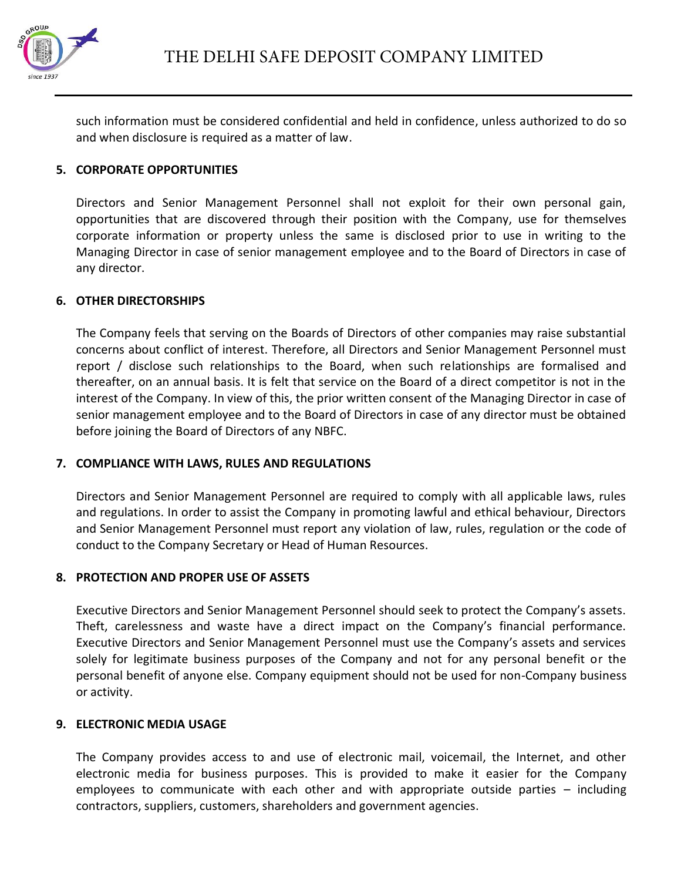such information must be considered confidential and held in confidence, unless authorized to do so and when disclosure is required as a matter of law.

## 5. CORPORATE OPPORTUNITIES

Directors and Senior Management Personnel shall not exploit for their own personal gain, opportunities that are discovered through their position with the Company, use for themselves corporate information or property unless the same is disclosed prior to use in writing to the Managing Director in case of senior management employee and to the Board of Directors in case of any director.

## 6. OTHER DIRECTORSHIPS

The Company feels that serving on the Boards of Directors of other companies may raise substantial concerns about conflict of interest. Therefore, all Directors and Senior Management Personnel must report / disclose such relationships to the Board, when such relationships are formalised and thereafter, on an annual basis. It is felt that service on the Board of a direct competitor is not in the interest of the Company. In view of this, the prior written consent of the Managing Director in case of senior management employee and to the Board of Directors in case of any director must be obtained before joining the Board of Directors of any NBFC.

## 7. COMPLIANCE WITH LAWS, RULES AND REGULATIONS

Directors and Senior Management Personnel are required to comply with all applicable laws, rules and regulations. In order to assist the Company in promoting lawful and ethical behaviour, Directors and Senior Management Personnel must report any violation of law, rules, regulation or the code of conduct to the Company Secretary or Head of Human Resources.

## 8. PROTECTION AND PROPER USE OF ASSETS

Executive Directors and Senior Management Personnel should seek to protect the Company's assets. Theft, carelessness and waste have a direct impact on the Company's financial performance. Executive Directors and Senior Management Personnel must use the Company's assets and services solely for legitimate business purposes of the Company and not for any personal benefit or the personal benefit of anyone else. Company equipment should not be used for non-Company business or activity.

## 9. ELECTRONIC MEDIA USAGE

The Company provides access to and use of electronic mail, voicemail, the Internet, and other electronic media for business purposes. This is provided to make it easier for the Company employees to communicate with each other and with appropriate outside parties – including contractors, suppliers, customers, shareholders and government agencies.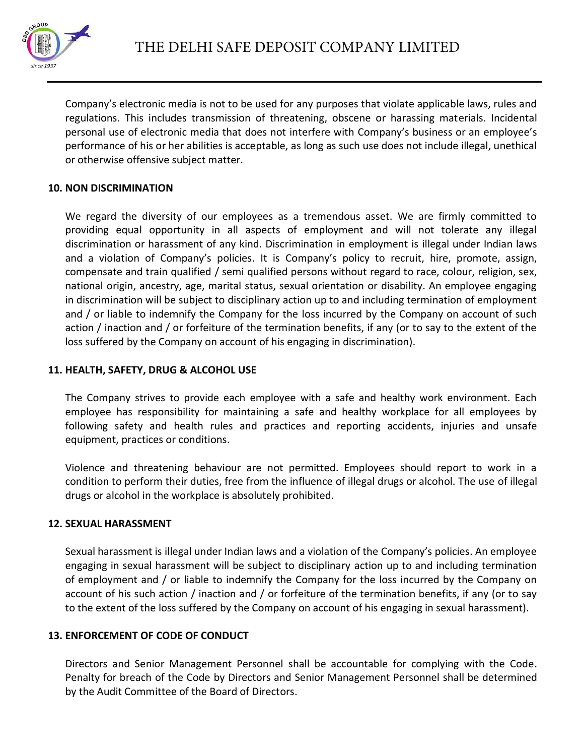Company's electronic media is not to be used for any purposes that violate applicable laws, rules and regulations. This includes transmission of threatening, obscene or harassing materials. Incidental personal use of electronic media that does not interfere with Company's business or an employee's performance of his or her abilities is acceptable, as long as such use does not include illegal, unethical or otherwise offensive subject matter.

**10. NON DISCRIMINATION**

We regard the diversity of our employees as a tremendous asset. We are firmly committed to providing equal opportunity in all aspects of employment and will not tolerate any illegal discrimination or harassment of any kind. Discrimination in employment is illegal under Indian laws and a violation of Company's policies. It is Company's policy to recruit, hire, promote, assign, compensate and train qualified / semi qualified persons without regard to race, colour, religion, sex, national origin, ancestry, age, marital status, sexual orientation or disability. An employee engaging in discrimination will be subject to disciplinary action up to and including termination of employment and / or liable to indemnify the Company for the loss incurred by the Company on account of such action / inaction and / or forfeiture of the termination benefits, if any (or to say to the extent of the loss suffered by the Company on account of his engaging in discrimination).

**11. HEALTH, SAFETY, DRUG & ALCOHOL USE**

The Company strives to provide each employee with a safe and healthy work environment. Each employee has responsibility for maintaining a safe and healthy workplace for all employees by following safety and health rules and practices and reporting accidents, injuries and unsafe equipment, practices or conditions.

Violence and threatening behaviour are not permitted. Employees should report to work in a condition to perform their duties, free from the influence of illegal drugs or alcohol. The use of illegal drugs or alcohol in the workplace is absolutely prohibited.

**12. SEXUAL HARASSMENT**

Sexual harassment is illegal under Indian laws and a violation of the Company's policies. An employee engaging in sexual harassment will be subject to disciplinary action up to and including termination of employment and / or liable to indemnify the Company for the loss incurred by the Company on account of his such action / inaction and / or forfeiture of the termination benefits, if any (or to say to the extent of the loss suffered by the Company on account of his engaging in sexual harassment).

**13. ENFORCEMENT OF CODE OF CONDUCT**

Directors and Senior Management Personnel shall be accountable for complying with the Code. Penalty for breach of the Code by Directors and Senior Management Personnel shall be determined by the Audit Committee of the Board of Directors.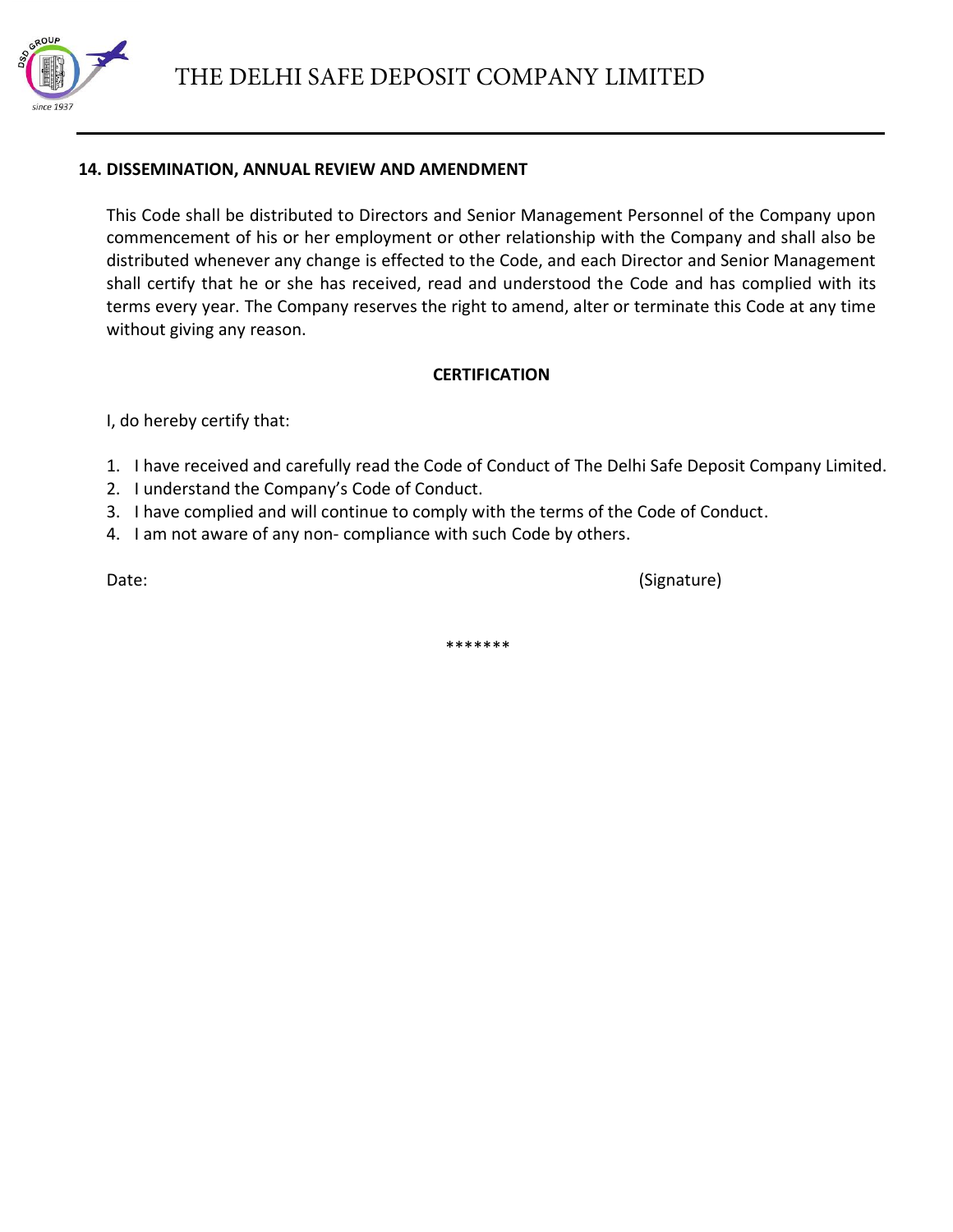## 14. DISSEMINATION, ANNUAL REVIEW AND AMENDMENT

This Code shall be distributed to Directors and Senior Management Personnel of the Company upon commencement of his or her employment or other relationship with the Company and shall also be distributed whenever any change is effected to the Code, and each Director and Senior Management shall certify that he or she has received, read and understood the Code and has complied with its terms every year. The Company reserves the right to amend, alter or terminate this Code at any time without giving any reason.

**CERTIFICATION**

I, do hereby certify that:

1. I have received and carefully read the Code of Conduct of The Delhi Safe Deposit Company Limited.
2. I understand the Company's Code of Conduct.
3. I have complied and will continue to comply with the terms of the Code of Conduct.
4. I am not aware of any non- compliance with such Code by others.

Date: (Signature)

*******